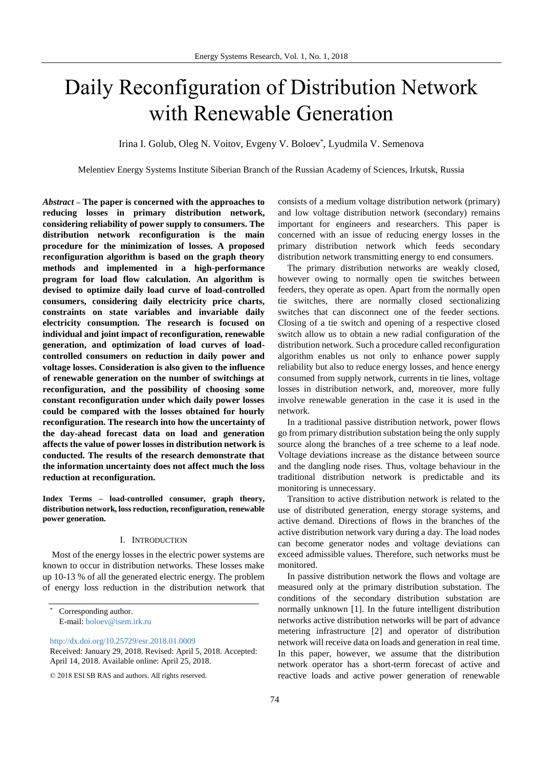# Daily Reconfiguration of Distribution Network with Renewable Generation

Irina I. Golub, Oleg N. Voitov, Evgeny V. Boloev*, Lyudmila V. Semenova

Melentiev Energy Systems Institute Siberian Branch of the Russian Academy of Sciences, Irkutsk, Russia

***Abstract* – The paper is concerned with the approaches to reducing losses in primary distribution network, considering reliability of power supply to consumers. The distribution network reconfiguration is the main procedure for the minimization of losses. A proposed reconfiguration algorithm is based on the graph theory methods and implemented in a high-performance program for load flow calculation. An algorithm is devised to optimize daily load curve of load-controlled consumers, considering daily electricity price charts, constraints on state variables and invariable daily electricity consumption. The research is focused on individual and joint impact of reconfiguration, renewable generation, and optimization of load curves of load-controlled consumers on reduction in daily power and voltage losses. Consideration is also given to the influence of renewable generation on the number of switchings at reconfiguration, and the possibility of choosing some constant reconfiguration under which daily power losses could be compared with the losses obtained for hourly reconfiguration. The research into how the uncertainty of the day-ahead forecast data on load and generation affects the value of power losses in distribution network is conducted. The results of the research demonstrate that the information uncertainty does not affect much the loss reduction at reconfiguration.**

***Index Terms* – load-controlled consumer, graph theory, distribution network, loss reduction, reconfiguration, renewable power generation.**

## I. Introduction

Most of the energy losses in the electric power systems are known to occur in distribution networks. These losses make up 10-13 % of all the generated electric energy. The problem of energy loss reduction in the distribution network that consists of a medium voltage distribution network (primary) and low voltage distribution network (secondary) remains important for engineers and researchers. This paper is concerned with an issue of reducing energy losses in the primary distribution network which feeds secondary distribution network transmitting energy to end consumers.

The primary distribution networks are weakly closed, however owing to normally open tie switches between feeders, they operate as open. Apart from the normally open tie switches, there are normally closed sectionalizing switches that can disconnect one of the feeder sections. Closing of a tie switch and opening of a respective closed switch allow us to obtain a new radial configuration of the distribution network. Such a procedure called reconfiguration algorithm enables us not only to enhance power supply reliability but also to reduce energy losses, and hence energy consumed from supply network, currents in tie lines, voltage losses in distribution network, and, moreover, more fully involve renewable generation in the case it is used in the network.

In a traditional passive distribution network, power flows go from primary distribution substation being the only supply source along the branches of a tree scheme to a leaf node. Voltage deviations increase as the distance between source and the dangling node rises. Thus, voltage behaviour in the traditional distribution network is predictable and its monitoring is unnecessary.

Transition to active distribution network is related to the use of distributed generation, energy storage systems, and active demand. Directions of flows in the branches of the active distribution network vary during a day. The load nodes can become generator nodes and voltage deviations can exceed admissible values. Therefore, such networks must be monitored.

In passive distribution network the flows and voltage are measured only at the primary distribution substation. The conditions of the secondary distribution substation are normally unknown [1]. In the future intelligent distribution networks active distribution networks will be part of advance metering infrastructure [2] and operator of distribution network will receive data on loads and generation in real time. In this paper, however, we assume that the distribution network operator has a short-term forecast of active and reactive loads and active power generation of renewable

---

* Corresponding author.
E-mail: boloev@isem.irk.ru

http://dx.doi.org/10.25729/esr.2018.01.0009
Received: January 29, 2018. Revised: April 5, 2018. Accepted: April 14, 2018. Available online: April 25, 2018.

© 2018 ESI SB RAS and authors. All rights reserved.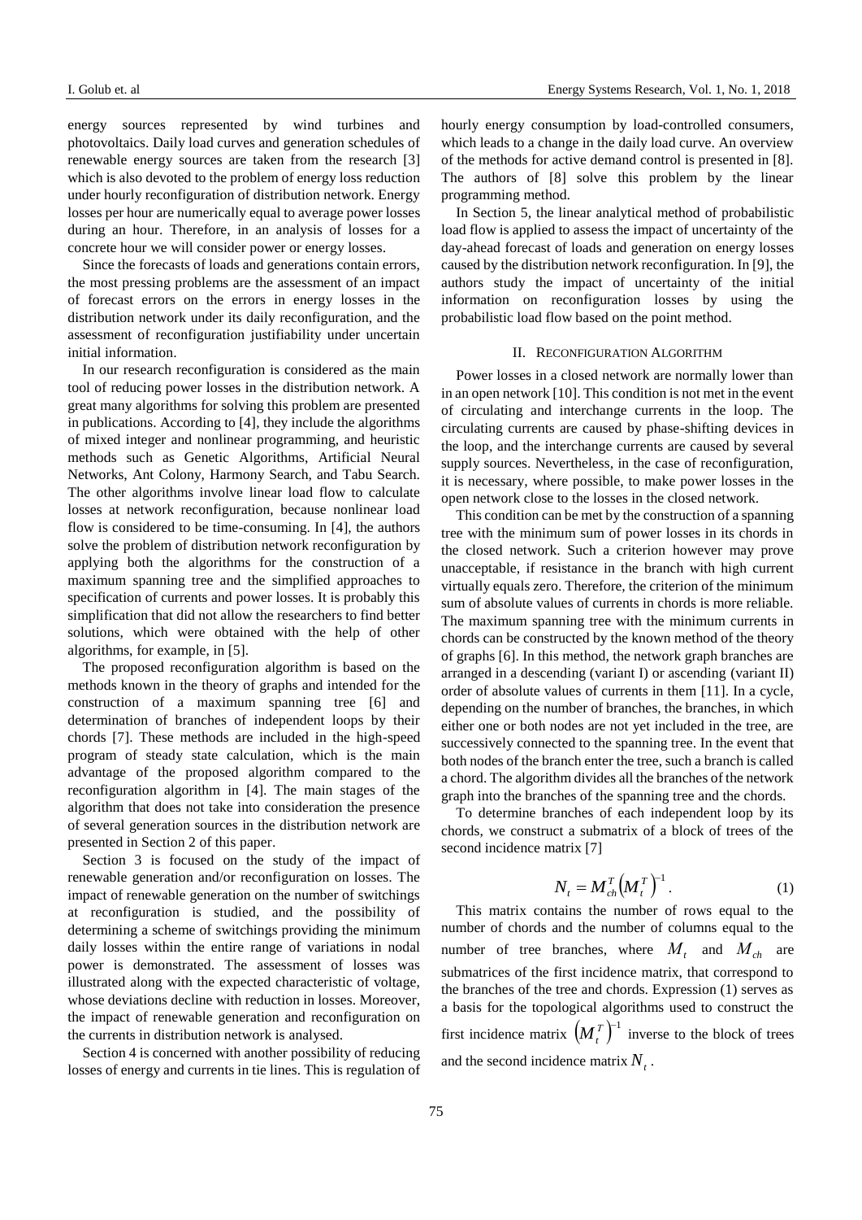energy sources represented by wind turbines and photovoltaics. Daily load curves and generation schedules of renewable energy sources are taken from the research [3] which is also devoted to the problem of energy loss reduction under hourly reconfiguration of distribution network. Energy losses per hour are numerically equal to average power losses during an hour. Therefore, in an analysis of losses for a concrete hour we will consider power or energy losses.

Since the forecasts of loads and generations contain errors, the most pressing problems are the assessment of an impact of forecast errors on the errors in energy losses in the distribution network under its daily reconfiguration, and the assessment of reconfiguration justifiability under uncertain initial information.

In our research reconfiguration is considered as the main tool of reducing power losses in the distribution network. A great many algorithms for solving this problem are presented in publications. According to [4], they include the algorithms of mixed integer and nonlinear programming, and heuristic methods such as Genetic Algorithms, Artificial Neural Networks, Ant Colony, Harmony Search, and Tabu Search. The other algorithms involve linear load flow to calculate losses at network reconfiguration, because nonlinear load flow is considered to be time-consuming. In [4], the authors solve the problem of distribution network reconfiguration by applying both the algorithms for the construction of a maximum spanning tree and the simplified approaches to specification of currents and power losses. It is probably this simplification that did not allow the researchers to find better solutions, which were obtained with the help of other algorithms, for example, in [5].

The proposed reconfiguration algorithm is based on the methods known in the theory of graphs and intended for the construction of a maximum spanning tree [6] and determination of branches of independent loops by their chords [7]. These methods are included in the high-speed program of steady state calculation, which is the main advantage of the proposed algorithm compared to the reconfiguration algorithm in [4]. The main stages of the algorithm that does not take into consideration the presence of several generation sources in the distribution network are presented in Section 2 of this paper.

Section 3 is focused on the study of the impact of renewable generation and/or reconfiguration on losses. The impact of renewable generation on the number of switchings at reconfiguration is studied, and the possibility of determining a scheme of switchings providing the minimum daily losses within the entire range of variations in nodal power is demonstrated. The assessment of losses was illustrated along with the expected characteristic of voltage, whose deviations decline with reduction in losses. Moreover, the impact of renewable generation and reconfiguration on the currents in distribution network is analysed.

Section 4 is concerned with another possibility of reducing losses of energy and currents in tie lines. This is regulation of hourly energy consumption by load-controlled consumers, which leads to a change in the daily load curve. An overview of the methods for active demand control is presented in [8]. The authors of [8] solve this problem by the linear programming method.

In Section 5, the linear analytical method of probabilistic load flow is applied to assess the impact of uncertainty of the day-ahead forecast of loads and generation on energy losses caused by the distribution network reconfiguration. In [9], the authors study the impact of uncertainty of the initial information on reconfiguration losses by using the probabilistic load flow based on the point method.

## II. Reconfiguration Algorithm

Power losses in a closed network are normally lower than in an open network [10]. This condition is not met in the event of circulating and interchange currents in the loop. The circulating currents are caused by phase-shifting devices in the loop, and the interchange currents are caused by several supply sources. Nevertheless, in the case of reconfiguration, it is necessary, where possible, to make power losses in the open network close to the losses in the closed network.

This condition can be met by the construction of a spanning tree with the minimum sum of power losses in its chords in the closed network. Such a criterion however may prove unacceptable, if resistance in the branch with high current virtually equals zero. Therefore, the criterion of the minimum sum of absolute values of currents in chords is more reliable. The maximum spanning tree with the minimum currents in chords can be constructed by the known method of the theory of graphs [6]. In this method, the network graph branches are arranged in a descending (variant I) or ascending (variant II) order of absolute values of currents in them [11]. In a cycle, depending on the number of branches, the branches, in which either one or both nodes are not yet included in the tree, are successively connected to the spanning tree. In the event that both nodes of the branch enter the tree, such a branch is called a chord. The algorithm divides all the branches of the network graph into the branches of the spanning tree and the chords.

To determine branches of each independent loop by its chords, we construct a submatrix of a block of trees of the second incidence matrix [7]

$$N_t = M_{ch}^T \left(M_t^T\right)^{-1}. \tag{1}$$

This matrix contains the number of rows equal to the number of chords and the number of columns equal to the number of tree branches, where $M_t$ and $M_{ch}$ are submatrices of the first incidence matrix, that correspond to the branches of the tree and chords. Expression (1) serves as a basis for the topological algorithms used to construct the first incidence matrix $\left(M_t^T\right)^{-1}$ inverse to the block of trees and the second incidence matrix $N_t$.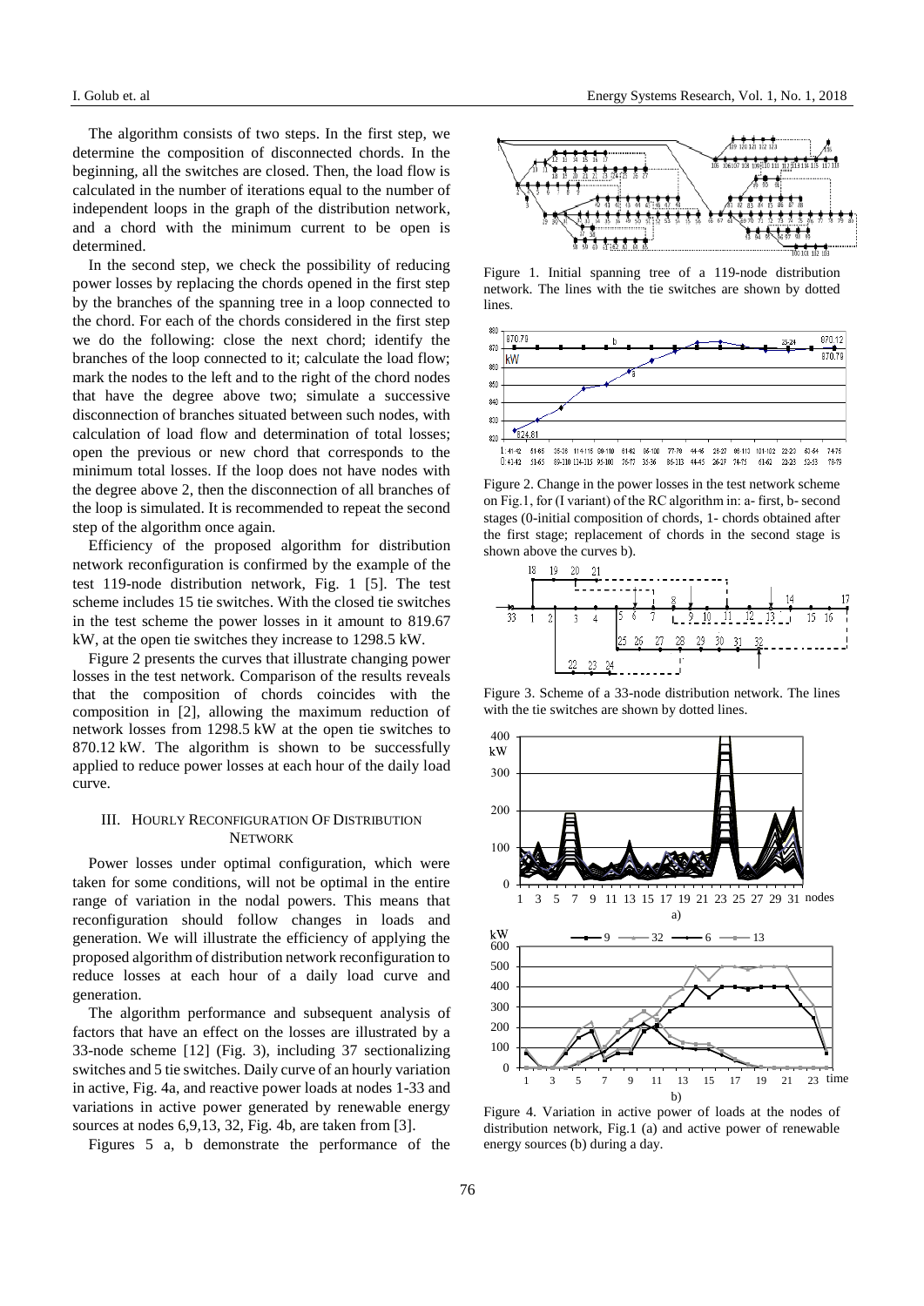The algorithm consists of two steps. In the first step, we determine the composition of disconnected chords. In the beginning, all the switches are closed. Then, the load flow is calculated in the number of iterations equal to the number of independent loops in the graph of the distribution network, and a chord with the minimum current to be open is determined.

In the second step, we check the possibility of reducing power losses by replacing the chords opened in the first step by the branches of the spanning tree in a loop connected to the chord. For each of the chords considered in the first step we do the following: close the next chord; identify the branches of the loop connected to it; calculate the load flow; mark the nodes to the left and to the right of the chord nodes that have the degree above two; simulate a successive disconnection of branches situated between such nodes, with calculation of load flow and determination of total losses; open the previous or new chord that corresponds to the minimum total losses. If the loop does not have nodes with the degree above 2, then the disconnection of all branches of the loop is simulated. It is recommended to repeat the second step of the algorithm once again.

Efficiency of the proposed algorithm for distribution network reconfiguration is confirmed by the example of the test 119-node distribution network, Fig. 1 [5]. The test scheme includes 15 tie switches. With the closed tie switches in the test scheme the power losses in it amount to 819.67 kW, at the open tie switches they increase to 1298.5 kW.

Figure 2 presents the curves that illustrate changing power losses in the test network. Comparison of the results reveals that the composition of chords coincides with the composition in [2], allowing the maximum reduction of network losses from 1298.5 kW at the open tie switches to 870.12 kW. The algorithm is shown to be successfully applied to reduce power losses at each hour of the daily load curve.

## III. Hourly Reconfiguration of Distribution Network

Power losses under optimal configuration, which were taken for some conditions, will not be optimal in the entire range of variation in the nodal powers. This means that reconfiguration should follow changes in loads and generation. We will illustrate the efficiency of applying the proposed algorithm of distribution network reconfiguration to reduce losses at each hour of a daily load curve and generation.

The algorithm performance and subsequent analysis of factors that have an effect on the losses are illustrated by a 33-node scheme [12] (Fig. 3), including 37 sectionalizing switches and 5 tie switches. Daily curve of an hourly variation in active, Fig. 4a, and reactive power loads at nodes 1-33 and variations in active power generated by renewable energy sources at nodes 6,9,13, 32, Fig. 4b, are taken from [3].

Figures 5 a, b demonstrate the performance of the

Figure 1. Initial spanning tree of a 119-node distribution network. The lines with the tie switches are shown by dotted lines.

Figure 2. Change in the power losses in the test network scheme on Fig.1, for (I variant) of the RC algorithm in: a- first, b- second stages (0-initial composition of chords, 1- chords obtained after the first stage; replacement of chords in the second stage is shown above the curves b).

Figure 3. Scheme of a 33-node distribution network. The lines with the tie switches are shown by dotted lines.

Figure 4. Variation in active power of loads at the nodes of distribution network, Fig.1 (a) and active power of renewable energy sources (b) during a day.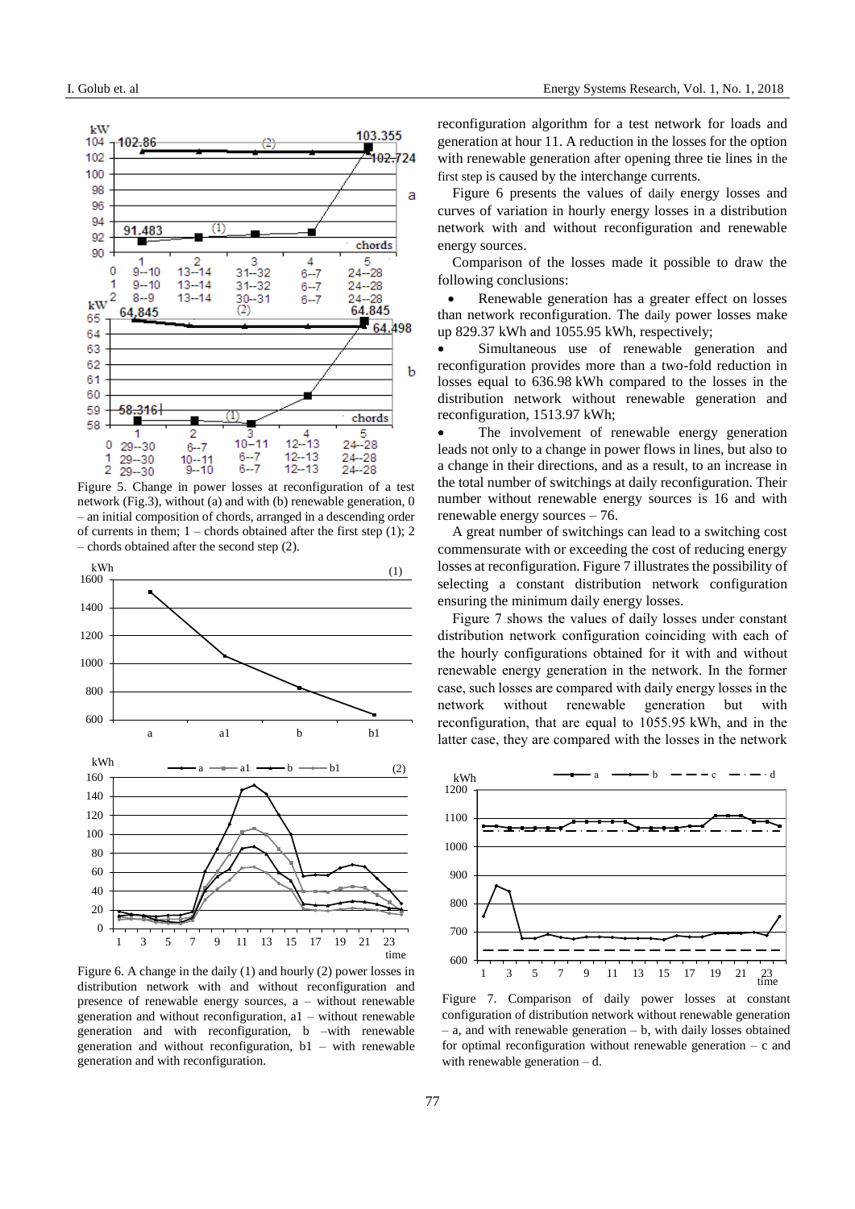Figure 5. Change in power losses at reconfiguration of a test network (Fig.3), without (a) and with (b) renewable generation, 0 – an initial composition of chords, arranged in a descending order of currents in them; 1 – chords obtained after the first step (1); 2 – chords obtained after the second step (2).

Figure 6. A change in the daily (1) and hourly (2) power losses in distribution network with and without reconfiguration and presence of renewable energy sources, a – without renewable generation and without reconfiguration, a1 – without renewable generation and with reconfiguration, b –with renewable generation and without reconfiguration, b1 – with renewable generation and with reconfiguration.

reconfiguration algorithm for a test network for loads and generation at hour 11. A reduction in the losses for the option with renewable generation after opening three tie lines in the first step is caused by the interchange currents.

Figure 6 presents the values of daily energy losses and curves of variation in hourly energy losses in a distribution network with and without reconfiguration and renewable energy sources.

Comparison of the losses made it possible to draw the following conclusions:

- Renewable generation has a greater effect on losses than network reconfiguration. The daily power losses make up 829.37 kWh and 1055.95 kWh, respectively;
- Simultaneous use of renewable generation and reconfiguration provides more than a two-fold reduction in losses equal to 636.98 kWh compared to the losses in the distribution network without renewable generation and reconfiguration, 1513.97 kWh;
- The involvement of renewable energy generation leads not only to a change in power flows in lines, but also to a change in their directions, and as a result, to an increase in the total number of switchings at daily reconfiguration. Their number without renewable energy sources is 16 and with renewable energy sources – 76.

A great number of switchings can lead to a switching cost commensurate with or exceeding the cost of reducing energy losses at reconfiguration. Figure 7 illustrates the possibility of selecting a constant distribution network configuration ensuring the minimum daily energy losses.

Figure 7 shows the values of daily losses under constant distribution network configuration coinciding with each of the hourly configurations obtained for it with and without renewable energy generation in the network. In the former case, such losses are compared with daily energy losses in the network without renewable generation but with reconfiguration, that are equal to 1055.95 kWh, and in the latter case, they are compared with the losses in the network

Figure 7. Comparison of daily power losses at constant configuration of distribution network without renewable generation – a, and with renewable generation – b, with daily losses obtained for optimal reconfiguration without renewable generation – c and with renewable generation – d.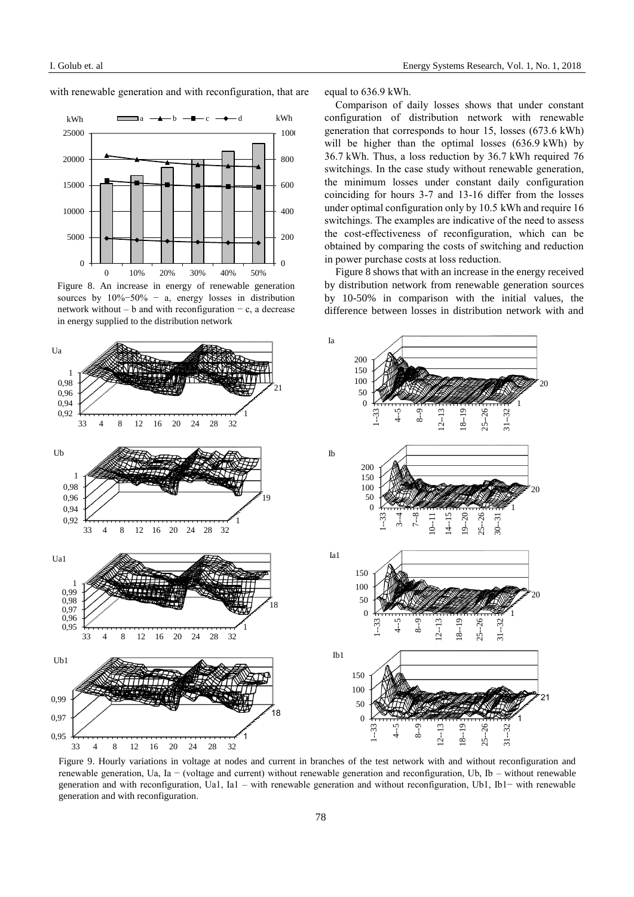with renewable generation and with reconfiguration, that are equal to 636.9 kWh.

Figure 8. An increase in energy of renewable generation sources by 10%−50% − a, energy losses in distribution network without – b and with reconfiguration − c, a decrease in energy supplied to the distribution network

Comparison of daily losses shows that under constant configuration of distribution network with renewable generation that corresponds to hour 15, losses (673.6 kWh) will be higher than the optimal losses (636.9 kWh) by 36.7 kWh. Thus, a loss reduction by 36.7 kWh required 76 switchings. In the case study without renewable generation, the minimum losses under constant daily configuration coinciding for hours 3-7 and 13-16 differ from the losses under optimal configuration only by 10.5 kWh and require 16 switchings. The examples are indicative of the need to assess the cost-effectiveness of reconfiguration, which can be obtained by comparing the costs of switching and reduction in power purchase costs at loss reduction.

Figure 8 shows that with an increase in the energy received by distribution network from renewable generation sources by 10-50% in comparison with the initial values, the difference between losses in distribution network with and

Figure 9. Hourly variations in voltage at nodes and current in branches of the test network with and without reconfiguration and renewable generation, Ua, Ia − (voltage and current) without renewable generation and reconfiguration, Ub, Ib – without renewable generation and with reconfiguration, Ua1, Ia1 – with renewable generation and without reconfiguration, Ub1, Ib1− with renewable generation and with reconfiguration.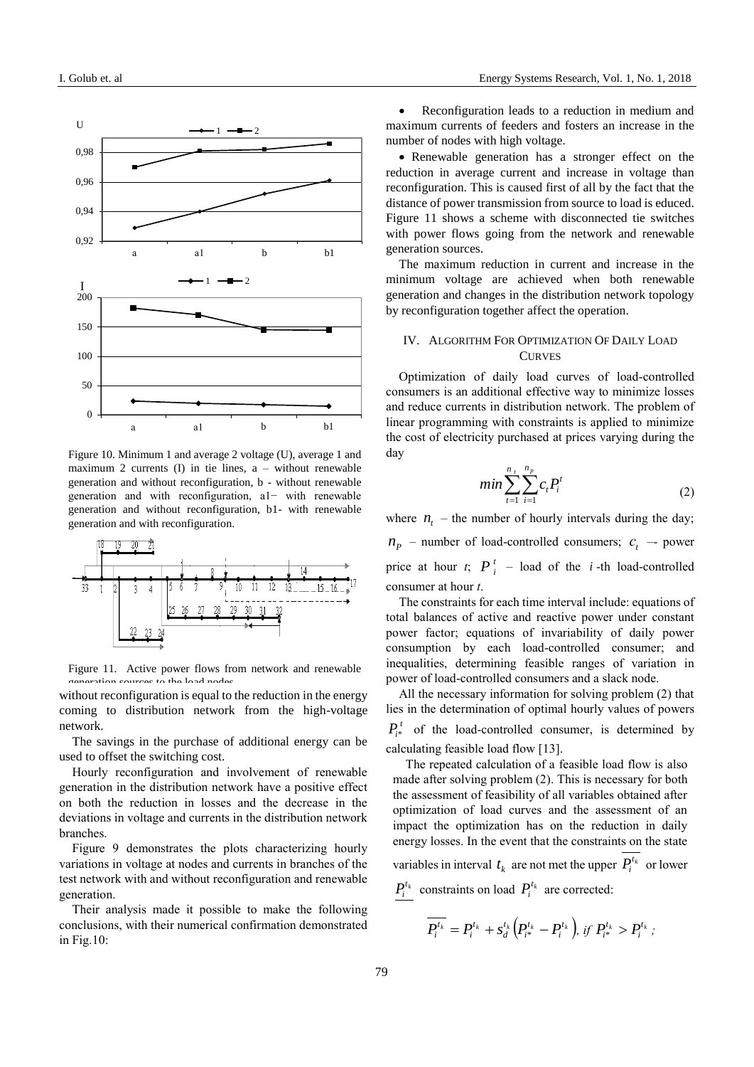Figure 10. Minimum 1 and average 2 voltage (U), average 1 and maximum 2 currents (I) in tie lines, a – without renewable generation and without reconfiguration, b - without renewable generation and with reconfiguration, a1− with renewable generation and without reconfiguration, b1- with renewable generation and with reconfiguration.

Figure 11. Active power flows from network and renewable generation sources to the load nodes

without reconfiguration is equal to the reduction in the energy coming to distribution network from the high-voltage network.

The savings in the purchase of additional energy can be used to offset the switching cost.

Hourly reconfiguration and involvement of renewable generation in the distribution network have a positive effect on both the reduction in losses and the decrease in the deviations in voltage and currents in the distribution network branches.

Figure 9 demonstrates the plots characterizing hourly variations in voltage at nodes and currents in branches of the test network with and without reconfiguration and renewable generation.

Their analysis made it possible to make the following conclusions, with their numerical confirmation demonstrated in Fig.10:

- Reconfiguration leads to a reduction in medium and maximum currents of feeders and fosters an increase in the number of nodes with high voltage.
- Renewable generation has a stronger effect on the reduction in average current and increase in voltage than reconfiguration. This is caused first of all by the fact that the distance of power transmission from source to load is educed. Figure 11 shows a scheme with disconnected tie switches with power flows going from the network and renewable generation sources.

The maximum reduction in current and increase in the minimum voltage are achieved when both renewable generation and changes in the distribution network topology by reconfiguration together affect the operation.

## IV. Algorithm For Optimization Of Daily Load Curves

Optimization of daily load curves of load-controlled consumers is an additional effective way to minimize losses and reduce currents in distribution network. The problem of linear programming with constraints is applied to minimize the cost of electricity purchased at prices varying during the day

$$min \sum_{t=1}^{n_t} \sum_{i=1}^{n_p} c_t P_i^t \tag{2}$$

where $n_t$ – the number of hourly intervals during the day; $n_P$ – number of load-controlled consumers; $c_t$ –- power price at hour *t*; $P_i^t$ – load of the $i$-th load-controlled consumer at hour *t*.

The constraints for each time interval include: equations of total balances of active and reactive power under constant power factor; equations of invariability of daily power consumption by each load-controlled consumer; and inequalities, determining feasible ranges of variation in power of load-controlled consumers and a slack node.

All the necessary information for solving problem (2) that lies in the determination of optimal hourly values of powers $P_{i*}^t$ of the load-controlled consumer, is determined by calculating feasible load flow [13].

The repeated calculation of a feasible load flow is also made after solving problem (2). This is necessary for both the assessment of feasibility of all variables obtained after optimization of load curves and the assessment of an impact the optimization has on the reduction in daily energy losses. In the event that the constraints on the state variables in interval $t_k$ are not met the upper $\overline{P_i^{t_k}}$ or lower $\underline{P_i^{t_k}}$ constraints on load $P_i^{t_k}$ are corrected:

$$\overline{P_i^{t_k}} = P_i^{t_k} + s_d^{t_k}\left(P_{i*}^{t_k} - P_i^{t_k}\right), \; if \; P_{i*}^{t_k} > P_i^{t_k} \; ;$$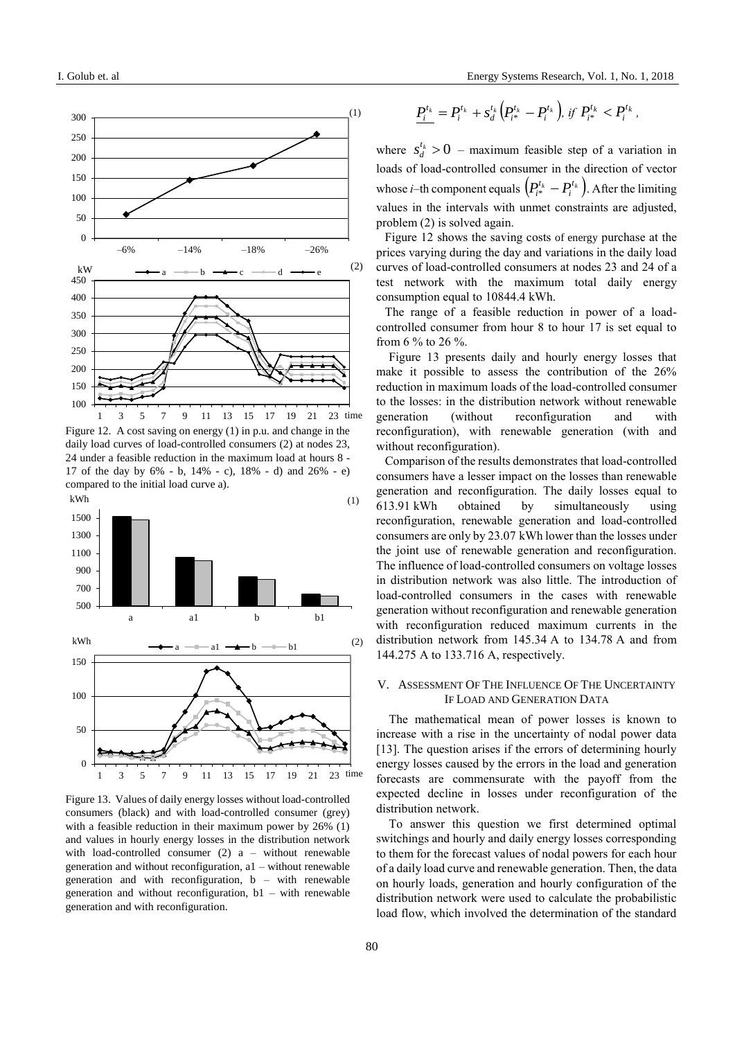Figure 12. A cost saving on energy (1) in p.u. and change in the daily load curves of load-controlled consumers (2) at nodes 23, 24 under a feasible reduction in the maximum load at hours 8 - 17 of the day by 6% - b, 14% - c), 18% - d) and 26% - e) compared to the initial load curve a).

Figure 13. Values of daily energy losses without load-controlled consumers (black) and with load-controlled consumer (grey) with a feasible reduction in their maximum power by 26% (1) and values in hourly energy losses in the distribution network with load-controlled consumer (2) a – without renewable generation and without reconfiguration, a1 – without renewable generation and with reconfiguration, b – with renewable generation and without reconfiguration, b1 – with renewable generation and with reconfiguration.

$$\underline{P_i^{t_k}} = P_i^{t_k} + s_d^{t_k}\left(P_{i*}^{t_k} - P_i^{t_k}\right),\ if\ P_{i*}^{t_k} < P_i^{t_k},$$

where $s_d^{t_k} > 0$ – maximum feasible step of a variation in loads of load-controlled consumer in the direction of vector whose $i$–th component equals $\left(P_{i*}^{t_k} - P_i^{t_k}\right)$. After the limiting values in the intervals with unmet constraints are adjusted, problem (2) is solved again.

Figure 12 shows the saving costs of energy purchase at the prices varying during the day and variations in the daily load curves of load-controlled consumers at nodes 23 and 24 of a test network with the maximum total daily energy consumption equal to 10844.4 kWh.

The range of a feasible reduction in power of a load-controlled consumer from hour 8 to hour 17 is set equal to from 6 % to 26 %.

Figure 13 presents daily and hourly energy losses that make it possible to assess the contribution of the 26% reduction in maximum loads of the load-controlled consumer to the losses: in the distribution network without renewable generation (without reconfiguration and with reconfiguration), with renewable generation (with and without reconfiguration).

Comparison of the results demonstrates that load-controlled consumers have a lesser impact on the losses than renewable generation and reconfiguration. The daily losses equal to 613.91 kWh obtained by simultaneously using reconfiguration, renewable generation and load-controlled consumers are only by 23.07 kWh lower than the losses under the joint use of renewable generation and reconfiguration. The influence of load-controlled consumers on voltage losses in distribution network was also little. The introduction of load-controlled consumers in the cases with renewable generation without reconfiguration and renewable generation with reconfiguration reduced maximum currents in the distribution network from 145.34 A to 134.78 A and from 144.275 A to 133.716 A, respectively.

## V. Assessment Of The Influence Of The Uncertainty If Load and Generation Data

The mathematical mean of power losses is known to increase with a rise in the uncertainty of nodal power data [13]. The question arises if the errors of determining hourly energy losses caused by the errors in the load and generation forecasts are commensurate with the payoff from the expected decline in losses under reconfiguration of the distribution network.

To answer this question we first determined optimal switchings and hourly and daily energy losses corresponding to them for the forecast values of nodal powers for each hour of a daily load curve and renewable generation. Then, the data on hourly loads, generation and hourly configuration of the distribution network were used to calculate the probabilistic load flow, which involved the determination of the standard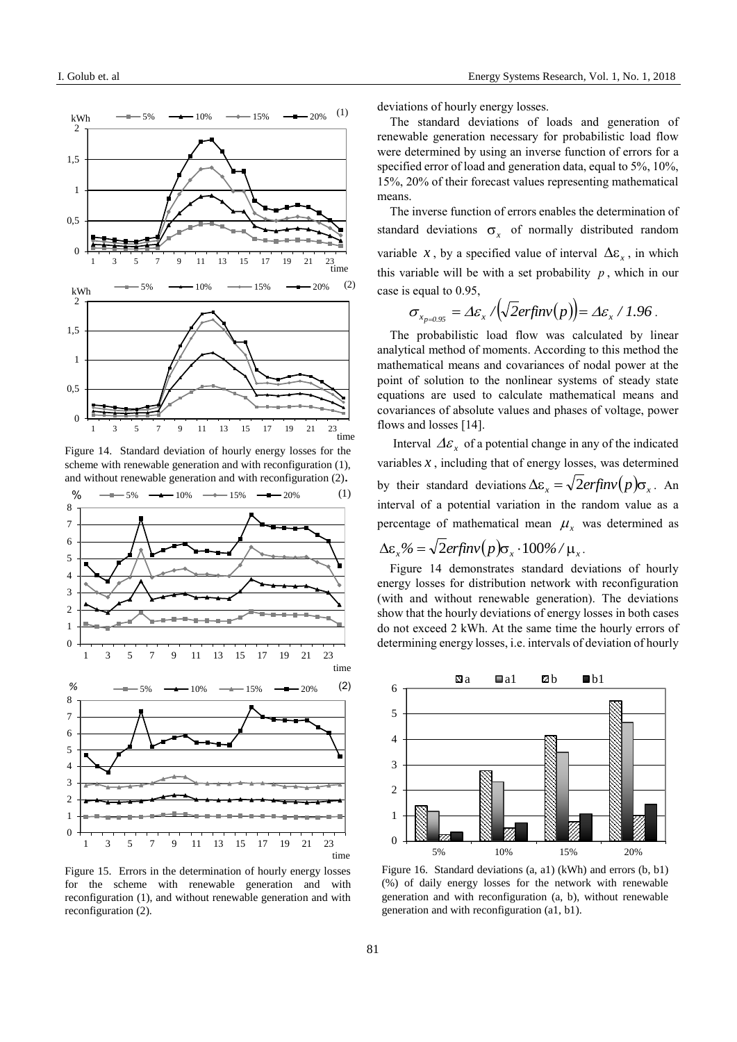Figure 14. Standard deviation of hourly energy losses for the scheme with renewable generation and with reconfiguration (1), and without renewable generation and with reconfiguration (2).

Figure 15. Errors in the determination of hourly energy losses for the scheme with renewable generation and with reconfiguration (1), and without renewable generation and with reconfiguration (2).

deviations of hourly energy losses.

The standard deviations of loads and generation of renewable generation necessary for probabilistic load flow were determined by using an inverse function of errors for a specified error of load and generation data, equal to 5%, 10%, 15%, 20% of their forecast values representing mathematical means.

The inverse function of errors enables the determination of standard deviations $\sigma_x$ of normally distributed random variable $x$, by a specified value of interval $\Delta\varepsilon_x$, in which this variable will be with a set probability $p$, which in our case is equal to 0.95,

$$\sigma_{x_{p=0.95}} = \Delta\varepsilon_x / \left(\sqrt{2}erfinv(p)\right) = \Delta\varepsilon_x / 1.96 .$$

The probabilistic load flow was calculated by linear analytical method of moments. According to this method the mathematical means and covariances of nodal power at the point of solution to the nonlinear systems of steady state equations are used to calculate mathematical means and covariances of absolute values and phases of voltage, power flows and losses [14].

Interval $\Delta\varepsilon_x$ of a potential change in any of the indicated variables $x$, including that of energy losses, was determined by their standard deviations $\Delta\varepsilon_x = \sqrt{2}erfinv(p)\sigma_x$. An interval of a potential variation in the random value as a percentage of mathematical mean $\mu_x$ was determined as $\Delta\varepsilon_x\% = \sqrt{2}erfinv(p)\sigma_x \cdot 100\% / \mu_x$.

Figure 14 demonstrates standard deviations of hourly energy losses for distribution network with reconfiguration (with and without renewable generation). The deviations show that the hourly deviations of energy losses in both cases do not exceed 2 kWh. At the same time the hourly errors of determining energy losses, i.e. intervals of deviation of hourly

Figure 16. Standard deviations (a, a1) (kWh) and errors (b, b1) (%) of daily energy losses for the network with renewable generation and with reconfiguration (a, b), without renewable generation and with reconfiguration (a1, b1).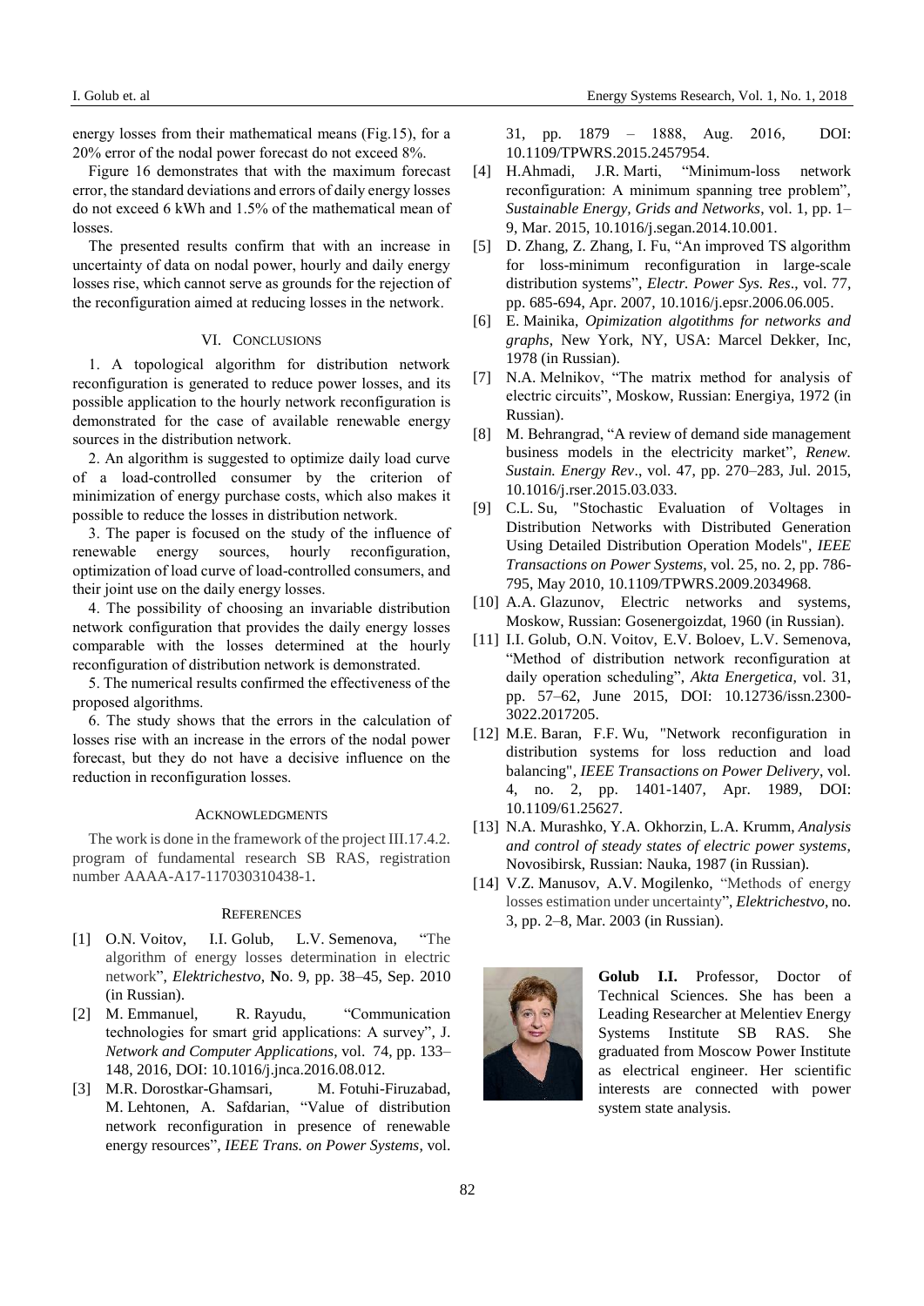energy losses from their mathematical means (Fig.15), for a 20% error of the nodal power forecast do not exceed 8%.

Figure 16 demonstrates that with the maximum forecast error, the standard deviations and errors of daily energy losses do not exceed 6 kWh and 1.5% of the mathematical mean of losses.

The presented results confirm that with an increase in uncertainty of data on nodal power, hourly and daily energy losses rise, which cannot serve as grounds for the rejection of the reconfiguration aimed at reducing losses in the network.

## VI. Conclusions

1. A topological algorithm for distribution network reconfiguration is generated to reduce power losses, and its possible application to the hourly network reconfiguration is demonstrated for the case of available renewable energy sources in the distribution network.

2. An algorithm is suggested to optimize daily load curve of a load-controlled consumer by the criterion of minimization of energy purchase costs, which also makes it possible to reduce the losses in distribution network.

3. The paper is focused on the study of the influence of renewable energy sources, hourly reconfiguration, optimization of load curve of load-controlled consumers, and their joint use on the daily energy losses.

4. The possibility of choosing an invariable distribution network configuration that provides the daily energy losses comparable with the losses determined at the hourly reconfiguration of distribution network is demonstrated.

5. The numerical results confirmed the effectiveness of the proposed algorithms.

6. The study shows that the errors in the calculation of losses rise with an increase in the errors of the nodal power forecast, but they do not have a decisive influence on the reduction in reconfiguration losses.

## Acknowledgments

The work is done in the framework of the project III.17.4.2. program of fundamental research SB RAS, registration number AAAA-A17-117030310438-1.

## References

[1] O.N. Voitov, I.I. Golub, L.V. Semenova, "The algorithm of energy losses determination in electric network", *Elektrichestvo*, **N**o. 9, pp. 38–45, Sep. 2010 (in Russian).

[2] M. Emmanuel, R. Rayudu, "Communication technologies for smart grid applications: A survey", J. *Network and Computer Applications*, vol. 74, pp. 133–148, 2016, DOI: 10.1016/j.jnca.2016.08.012.

[3] M.R. Dorostkar-Ghamsari, M. Fotuhi-Firuzabad, M. Lehtonen, A. Safdarian, "Value of distribution network reconfiguration in presence of renewable energy resources", *IEEE Trans. on Power Systems*, vol. 31, pp. 1879 – 1888, Aug. 2016, DOI: 10.1109/TPWRS.2015.2457954.

[4] H.Ahmadi, J.R. Marti, "Minimum-loss network reconfiguration: A minimum spanning tree problem", *Sustainable Energy, Grids and Networks*, vol. 1, pp. 1–9, Mar. 2015, 10.1016/j.segan.2014.10.001.

[5] D. Zhang, Z. Zhang, I. Fu, "An improved TS algorithm for loss-minimum reconfiguration in large-scale distribution systems", *Electr. Power Sys. Res*., vol. 77, pp. 685-694, Apr. 2007, 10.1016/j.epsr.2006.06.005.

[6] E. Mainika, *Opimization algotithms for networks and graphs*, New York, NY, USA: Marcel Dekker, Inc, 1978 (in Russian).

[7] N.A. Melnikov, "The matrix method for analysis of electric circuits", Moskow, Russian: Energiya, 1972 (in Russian).

[8] M. Behrangrad, "A review of demand side management business models in the electricity market", *Renew. Sustain. Energy Rev*., vol. 47, pp. 270–283, Jul. 2015, 10.1016/j.rser.2015.03.033.

[9] C.L. Su, "Stochastic Evaluation of Voltages in Distribution Networks with Distributed Generation Using Detailed Distribution Operation Models", *IEEE Transactions on Power Systems*, vol. 25, no. 2, pp. 786-795, May 2010, 10.1109/TPWRS.2009.2034968.

[10] A.A. Glazunov, Electric networks and systems, Moskow, Russian: Gosenergoizdat, 1960 (in Russian).

[11] I.I. Golub, O.N. Voitov, E.V. Boloev, L.V. Semenova, "Method of distribution network reconfiguration at daily operation scheduling", *Akta Energetica*, vol. 31, pp. 57–62, June 2015, DOI: 10.12736/issn.2300-3022.2017205.

[12] M.E. Baran, F.F. Wu, "Network reconfiguration in distribution systems for loss reduction and load balancing", *IEEE Transactions on Power Delivery*, vol. 4, no. 2, pp. 1401-1407, Apr. 1989, DOI: 10.1109/61.25627.

[13] N.A. Murashko, Y.A. Okhorzin, L.A. Krumm, *Analysis and control of steady states of electric power systems*, Novosibirsk, Russian: Nauka, 1987 (in Russian).

[14] V.Z. Manusov, A.V. Mogilenko, "Methods of energy losses estimation under uncertainty", *Elektrichestvo*, no. 3, pp. 2–8, Mar. 2003 (in Russian).

**Golub I.I.** Professor, Doctor of Technical Sciences. She has been a Leading Researcher at Melentiev Energy Systems Institute SB RAS. She graduated from Moscow Power Institute as electrical engineer. Her scientific interests are connected with power system state analysis.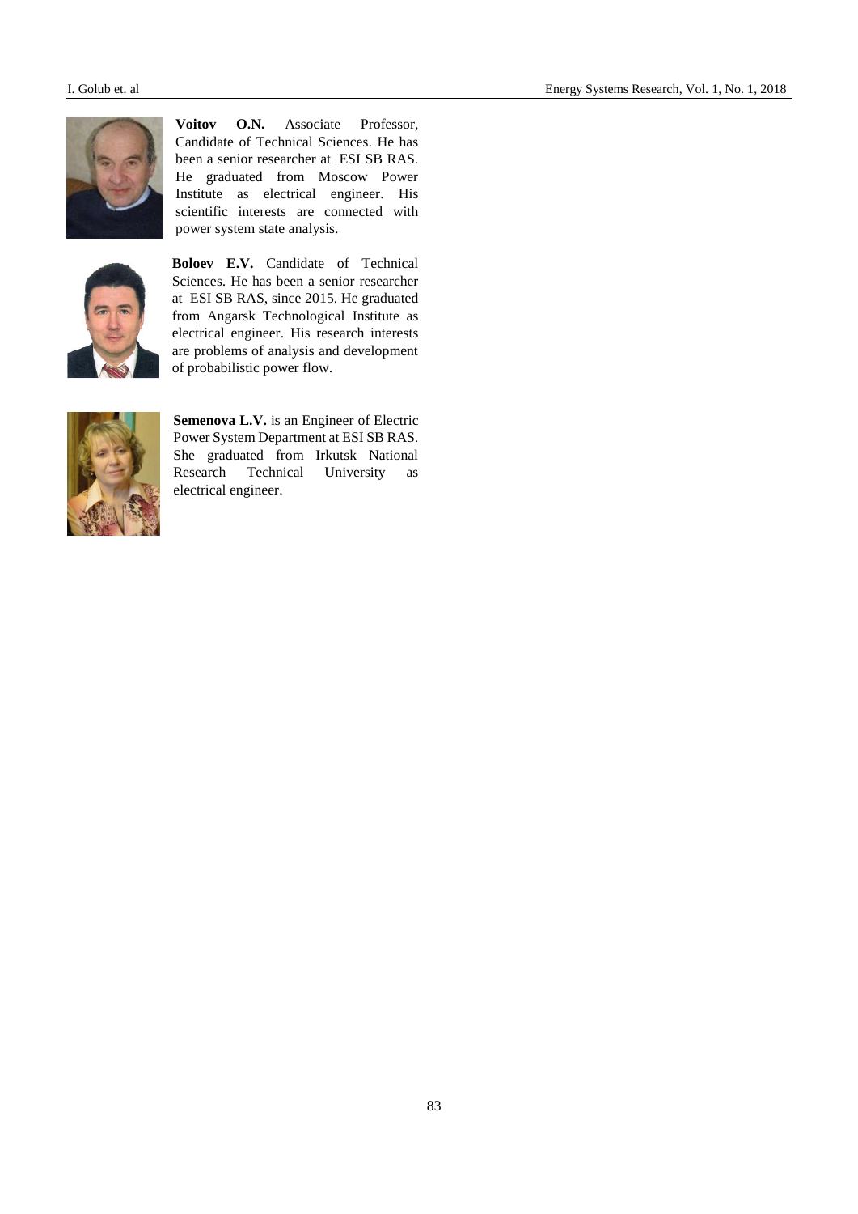**Voitov O.N.** Associate Professor, Candidate of Technical Sciences. He has been a senior researcher at ESI SB RAS. He graduated from Moscow Power Institute as electrical engineer. His scientific interests are connected with power system state analysis.

**Boloev E.V.** Candidate of Technical Sciences. He has been a senior researcher at ESI SB RAS, since 2015. He graduated from Angarsk Technological Institute as electrical engineer. His research interests are problems of analysis and development of probabilistic power flow.

**Semenova L.V.** is an Engineer of Electric Power System Department at ESI SB RAS. She graduated from Irkutsk National Research Technical University as electrical engineer.